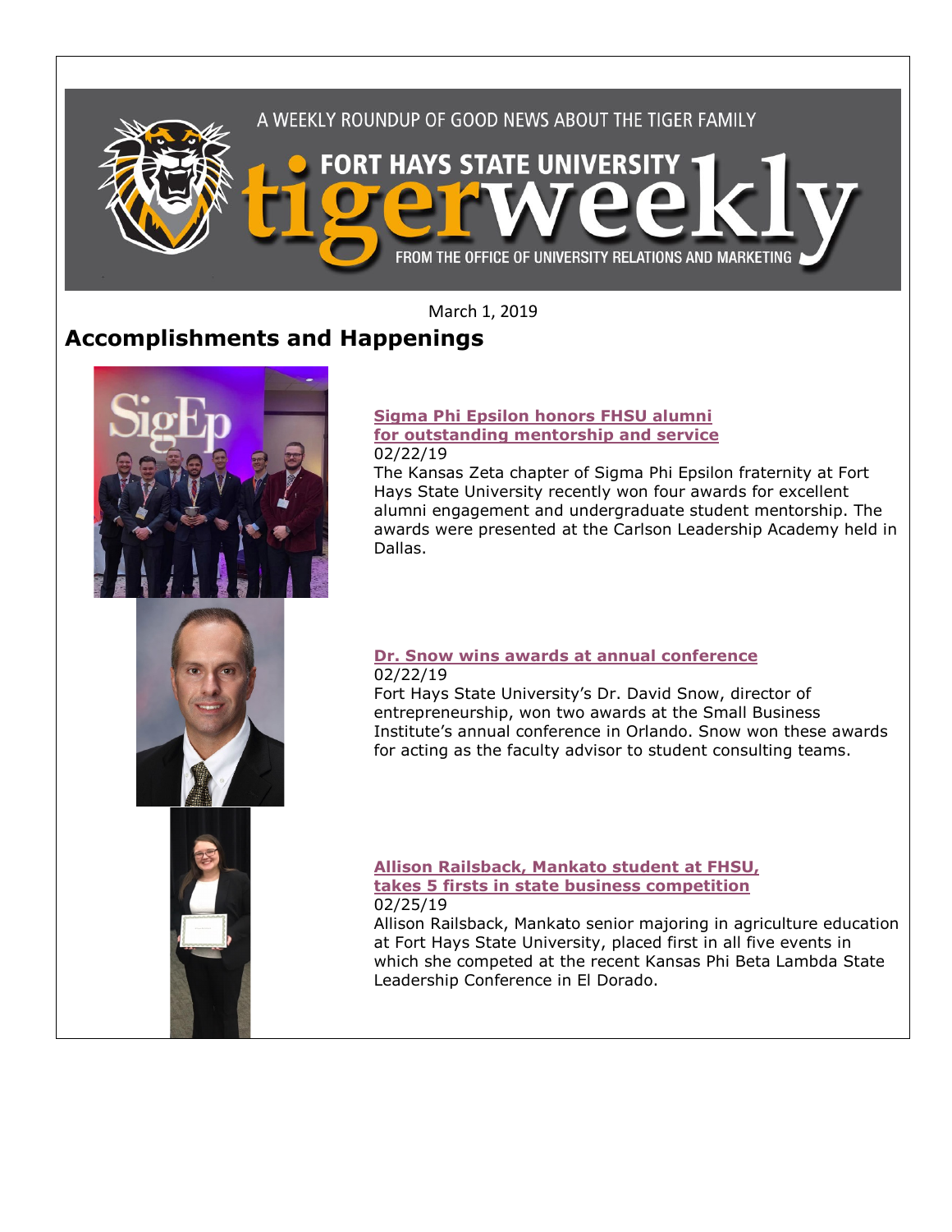A WEEKLY ROUNDUP OF GOOD NEWS ABOUT THE TIGER FAMILY

FORT HAYS STATE UNIVERSITY tigerweekly

FROM THE OFFICE OF UNIVERSITY RELATIONS AND MARKETING

March 1, 2019

# Accomplishments and Happenings

### Sigma Phi Epsilon honors FHSU alumni for outstanding mentorship and service

02/22/19

The Kansas Zeta chapter of Sigma Phi Epsilon fraternity at Fort Hays State University recently won four awards for excellent alumni engagement and undergraduate student mentorship. The awards were presented at the Carlson Leadership Academy held in Dallas.

### Dr. Snow wins awards at annual conference

02/22/19

Fort Hays State University's Dr. David Snow, director of entrepreneurship, won two awards at the Small Business Institute's annual conference in Orlando. Snow won these awards for acting as the faculty advisor to student consulting teams.

### Allison Railsback, Mankato student at FHSU, takes 5 firsts in state business competition

02/25/19

Allison Railsback, Mankato senior majoring in agriculture education at Fort Hays State University, placed first in all five events in which she competed at the recent Kansas Phi Beta Lambda State Leadership Conference in El Dorado.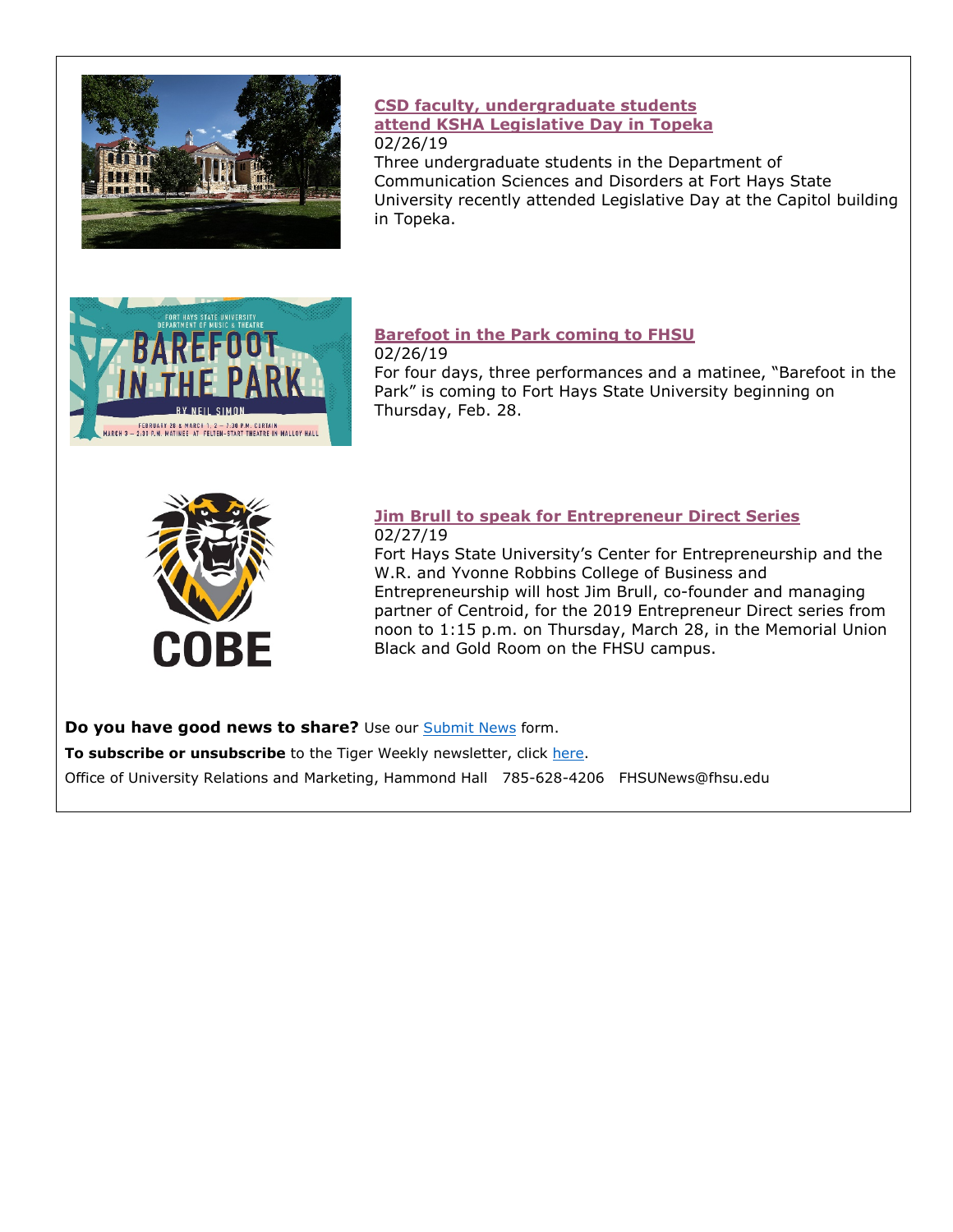**[CSD faculty, undergraduate students attend KSHA Legislative Day in Topeka]**
02/26/19
Three undergraduate students in the Department of Communication Sciences and Disorders at Fort Hays State University recently attended Legislative Day at the Capitol building in Topeka.

**[Barefoot in the Park coming to FHSU]**
02/26/19
For four days, three performances and a matinee, "Barefoot in the Park" is coming to Fort Hays State University beginning on Thursday, Feb. 28.

**[Jim Brull to speak for Entrepreneur Direct Series]**
02/27/19
Fort Hays State University's Center for Entrepreneurship and the W.R. and Yvonne Robbins College of Business and Entrepreneurship will host Jim Brull, co-founder and managing partner of Centroid, for the 2019 Entrepreneur Direct series from noon to 1:15 p.m. on Thursday, March 28, in the Memorial Union Black and Gold Room on the FHSU campus.

**Do you have good news to share?** Use our Submit News form.

**To subscribe or unsubscribe** to the Tiger Weekly newsletter, click here.

Office of University Relations and Marketing, Hammond Hall 785-628-4206 FHSUNews@fhsu.edu